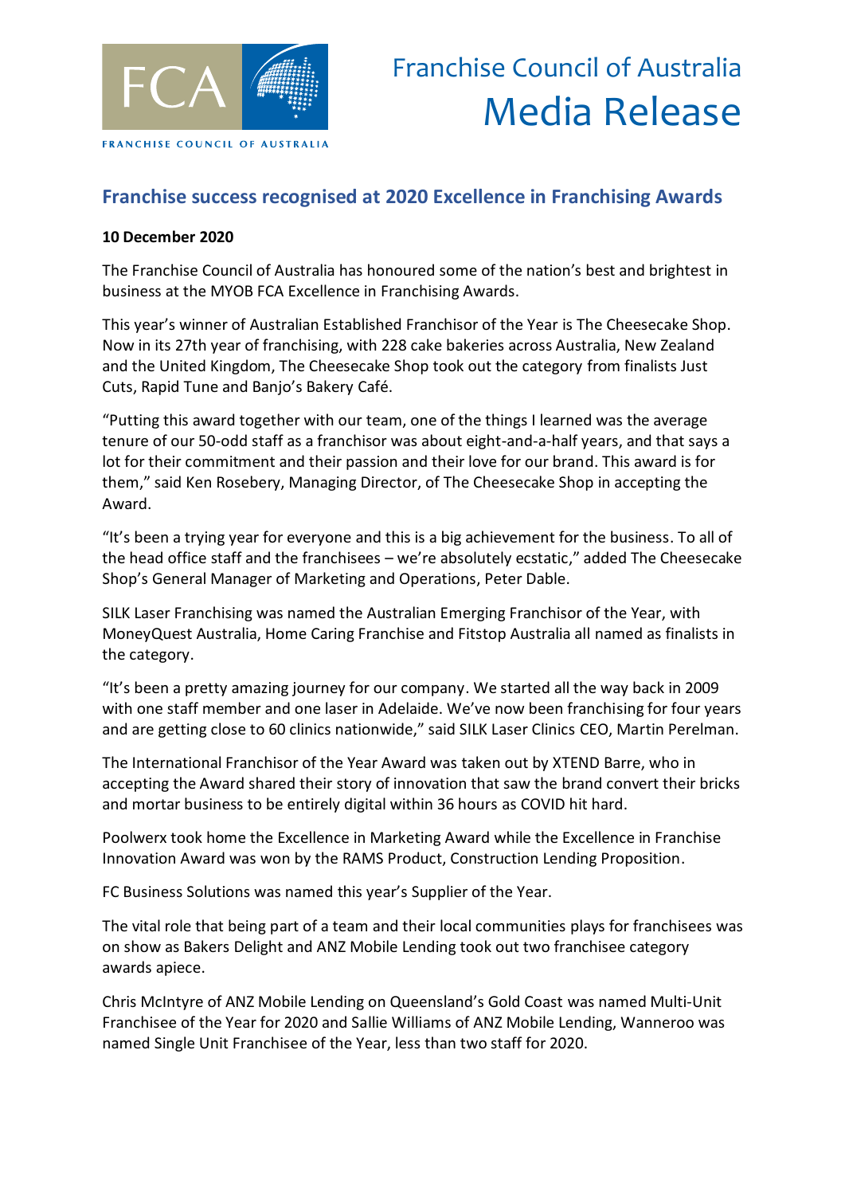FCA

FRANCHISE COUNCIL OF AUSTRALIA

# Franchise Council of Australia Media Release

## Franchise success recognised at 2020 Excellence in Franchising Awards

**10 December 2020**

The Franchise Council of Australia has honoured some of the nation's best and brightest in business at the MYOB FCA Excellence in Franchising Awards.

This year's winner of Australian Established Franchisor of the Year is The Cheesecake Shop. Now in its 27th year of franchising, with 228 cake bakeries across Australia, New Zealand and the United Kingdom, The Cheesecake Shop took out the category from finalists Just Cuts, Rapid Tune and Banjo's Bakery Café.

"Putting this award together with our team, one of the things I learned was the average tenure of our 50-odd staff as a franchisor was about eight-and-a-half years, and that says a lot for their commitment and their passion and their love for our brand. This award is for them," said Ken Rosebery, Managing Director, of The Cheesecake Shop in accepting the Award.

"It's been a trying year for everyone and this is a big achievement for the business. To all of the head office staff and the franchisees – we're absolutely ecstatic," added The Cheesecake Shop's General Manager of Marketing and Operations, Peter Dable.

SILK Laser Franchising was named the Australian Emerging Franchisor of the Year, with MoneyQuest Australia, Home Caring Franchise and Fitstop Australia all named as finalists in the category.

"It's been a pretty amazing journey for our company. We started all the way back in 2009 with one staff member and one laser in Adelaide. We've now been franchising for four years and are getting close to 60 clinics nationwide," said SILK Laser Clinics CEO, Martin Perelman.

The International Franchisor of the Year Award was taken out by XTEND Barre, who in accepting the Award shared their story of innovation that saw the brand convert their bricks and mortar business to be entirely digital within 36 hours as COVID hit hard.

Poolwerx took home the Excellence in Marketing Award while the Excellence in Franchise Innovation Award was won by the RAMS Product, Construction Lending Proposition.

FC Business Solutions was named this year's Supplier of the Year.

The vital role that being part of a team and their local communities plays for franchisees was on show as Bakers Delight and ANZ Mobile Lending took out two franchisee category awards apiece.

Chris McIntyre of ANZ Mobile Lending on Queensland's Gold Coast was named Multi-Unit Franchisee of the Year for 2020 and Sallie Williams of ANZ Mobile Lending, Wanneroo was named Single Unit Franchisee of the Year, less than two staff for 2020.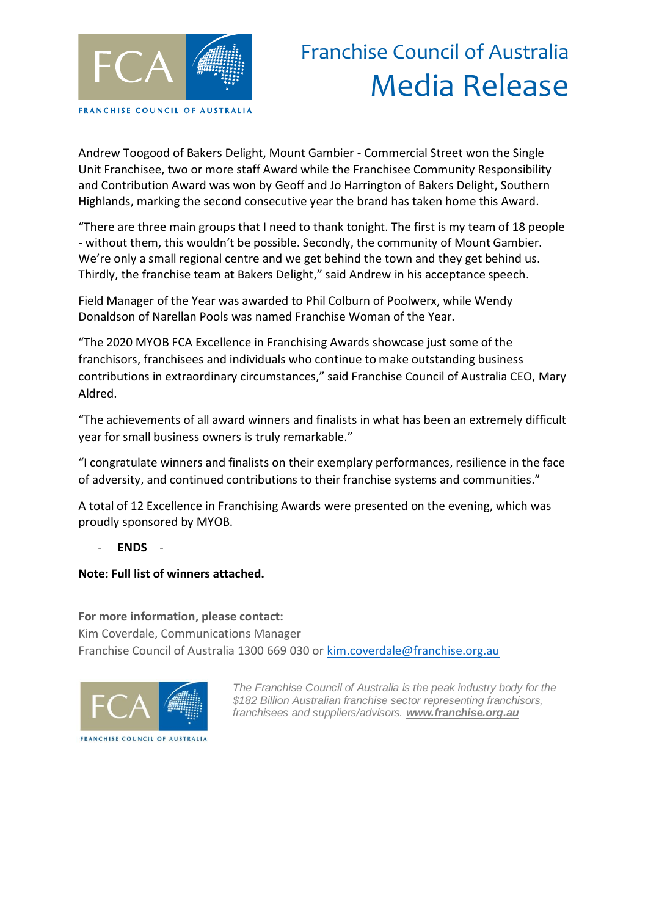Andrew Toogood of Bakers Delight, Mount Gambier - Commercial Street won the Single Unit Franchisee, two or more staff Award while the Franchisee Community Responsibility and Contribution Award was won by Geoff and Jo Harrington of Bakers Delight, Southern Highlands, marking the second consecutive year the brand has taken home this Award.

"There are three main groups that I need to thank tonight. The first is my team of 18 people - without them, this wouldn't be possible. Secondly, the community of Mount Gambier. We're only a small regional centre and we get behind the town and they get behind us. Thirdly, the franchise team at Bakers Delight," said Andrew in his acceptance speech.

Field Manager of the Year was awarded to Phil Colburn of Poolwerx, while Wendy Donaldson of Narellan Pools was named Franchise Woman of the Year.

"The 2020 MYOB FCA Excellence in Franchising Awards showcase just some of the franchisors, franchisees and individuals who continue to make outstanding business contributions in extraordinary circumstances," said Franchise Council of Australia CEO, Mary Aldred.

"The achievements of all award winners and finalists in what has been an extremely difficult year for small business owners is truly remarkable."

"I congratulate winners and finalists on their exemplary performances, resilience in the face of adversity, and continued contributions to their franchise systems and communities."

A total of 12 Excellence in Franchising Awards were presented on the evening, which was proudly sponsored by MYOB.

- **ENDS** -

**Note: Full list of winners attached.**

**For more information, please contact:**
Kim Coverdale, Communications Manager
Franchise Council of Australia 1300 669 030 or kim.coverdale@franchise.org.au

*The Franchise Council of Australia is the peak industry body for the $182 Billion Australian franchise sector representing franchisors, franchisees and suppliers/advisors.* ***www.franchise.org.au***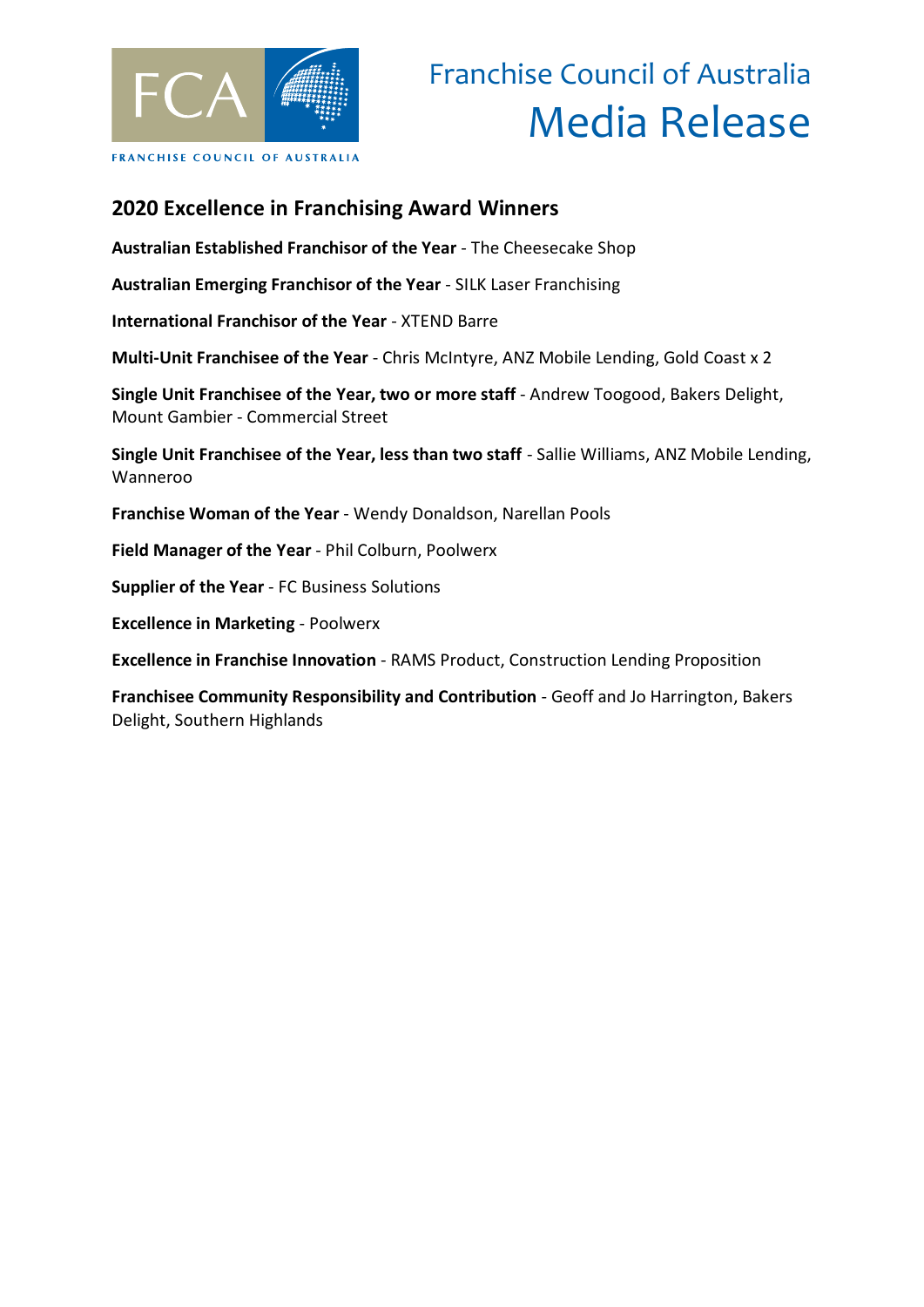Franchise Council of Australia
Media Release

## 2020 Excellence in Franchising Award Winners

**Australian Established Franchisor of the Year** - The Cheesecake Shop

**Australian Emerging Franchisor of the Year** - SILK Laser Franchising

**International Franchisor of the Year** - XTEND Barre

**Multi-Unit Franchisee of the Year** - Chris McIntyre, ANZ Mobile Lending, Gold Coast x 2

**Single Unit Franchisee of the Year, two or more staff** - Andrew Toogood, Bakers Delight, Mount Gambier - Commercial Street

**Single Unit Franchisee of the Year, less than two staff** - Sallie Williams, ANZ Mobile Lending, Wanneroo

**Franchise Woman of the Year** - Wendy Donaldson, Narellan Pools

**Field Manager of the Year** - Phil Colburn, Poolwerx

**Supplier of the Year** - FC Business Solutions

**Excellence in Marketing** - Poolwerx

**Excellence in Franchise Innovation** - RAMS Product, Construction Lending Proposition

**Franchisee Community Responsibility and Contribution** - Geoff and Jo Harrington, Bakers Delight, Southern Highlands